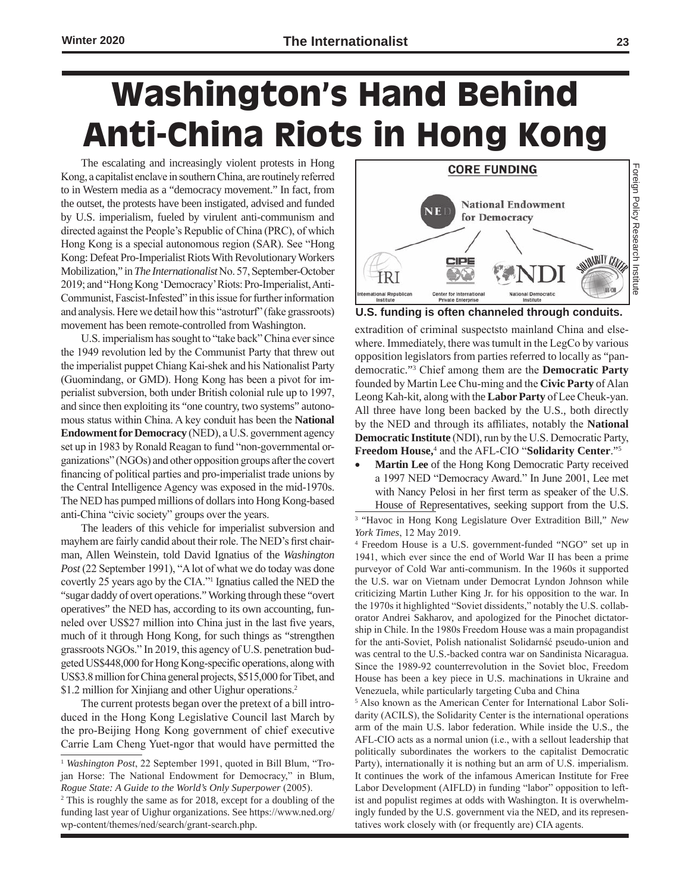# Washington's Hand Behind Anti-China Riots in Hong Kong

The escalating and increasingly violent protests in Hong Kong, a capitalist enclave in southern China, are routinely referred to in Western media as a "democracy movement." In fact, from the outset, the protests have been instigated, advised and funded by U.S. imperialism, fueled by virulent anti-communism and directed against the People's Republic of China (PRC), of which Hong Kong is a special autonomous region (SAR). See "Hong Kong: Defeat Pro-Imperialist Riots With Revolutionary Workers Mobilization," in *The Internationalist* No. 57, September-October 2019; and "Hong Kong 'Democracy' Riots: Pro-Imperialist, Anti-Communist, Fascist-Infested" in this issue for further information and analysis. Here we detail how this "astroturf" (fake grassroots) movement has been remote-controlled from Washington.

U.S. imperialism has sought to "take back" China ever since the 1949 revolution led by the Communist Party that threw out the imperialist puppet Chiang Kai-shek and his Nationalist Party (Guomindang, or GMD). Hong Kong has been a pivot for imperialist subversion, both under British colonial rule up to 1997, and since then exploiting its "one country, two systems" autonomous status within China. A key conduit has been the **National Endowment for Democracy** (NED), a U.S. government agency set up in 1983 by Ronald Reagan to fund "non-governmental organizations" (NGOs) and other opposition groups after the covert financing of political parties and pro-imperialist trade unions by the Central Intelligence Agency was exposed in the mid-1970s. The NED has pumped millions of dollars into Hong Kong-based anti-China "civic society" groups over the years.

The leaders of this vehicle for imperialist subversion and mayhem are fairly candid about their role. The NED's first chairman, Allen Weinstein, told David Ignatius of the *Washington Post* (22 September 1991), "A lot of what we do today was done covertly 25 years ago by the CIA."[1] Ignatius called the NED the "sugar daddy of overt operations." Working through these "overt operatives" the NED has, according to its own accounting, funneled over US$27 million into China just in the last five years, much of it through Hong Kong, for such things as "strengthen grassroots NGOs." In 2019, this agency of U.S. penetration budgeted US$448,000 for Hong Kong-specific operations, along with US$3.8 million for China general projects, $515,000 for Tibet, and $1.2 million for Xinjiang and other Uighur operations.[2]

The current protests began over the pretext of a bill introduced in the Hong Kong Legislative Council last March by the pro-Beijing Hong Kong government of chief executive Carrie Lam Cheng Yuet-ngor that would have permitted the extradition of criminal suspectsto mainland China and elsewhere. Immediately, there was tumult in the LegCo by various opposition legislators from parties referred to locally as "pan-democratic."[3] Chief among them are the **Democratic Party** founded by Martin Lee Chu-ming and the **Civic Party** of Alan Leong Kah-kit, along with the **Labor Party** of Lee Cheuk-yan. All three have long been backed by the U.S., both directly by the NED and through its affiliates, notably the **National Democratic Institute** (NDI), run by the U.S. Democratic Party, **Freedom House,**[4] and the AFL-CIO "**Solidarity Center**."[5]

- **Martin Lee** of the Hong Kong Democratic Party received a 1997 NED "Democracy Award." In June 2001, Lee met with Nancy Pelosi in her first term as speaker of the U.S. House of Representatives, seeking support from the U.S.

CORE FUNDING — National Endowment for Democracy — International Republican Institute (IRI) — Center for International Private Enterprise (CIPE) — National Democratic Institute (NDI) — Solidarity Center

Foreign Policy Research Institute

**U.S. funding is often channeled through conduits.**

---

[1] *Washington Post*, 22 September 1991, quoted in Bill Blum, "Trojan Horse: The National Endowment for Democracy," in Blum, *Rogue State: A Guide to the World's Only Superpower* (2005).

[2] This is roughly the same as for 2018, except for a doubling of the funding last year of Uighur organizations. See https://www.ned.org/wp-content/themes/ned/search/grant-search.php.

[3] "Havoc in Hong Kong Legislature Over Extradition Bill," *New York Times*, 12 May 2019.

[4] Freedom House is a U.S. government-funded "NGO" set up in 1941, which ever since the end of World War II has been a prime purveyor of Cold War anti-communism. In the 1960s it supported the U.S. war on Vietnam under Democrat Lyndon Johnson while criticizing Martin Luther King Jr. for his opposition to the war. In the 1970s it highlighted "Soviet dissidents," notably the U.S. collaborator Andrei Sakharov, and apologized for the Pinochet dictatorship in Chile. In the 1980s Freedom House was a main propagandist for the anti-Soviet, Polish nationalist Solidarność pseudo-union and was central to the U.S.-backed contra war on Sandinista Nicaragua. Since the 1989-92 counterrevolution in the Soviet bloc, Freedom House has been a key piece in U.S. machinations in Ukraine and Venezuela, while particularly targeting Cuba and China

[5] Also known as the American Center for International Labor Solidarity (ACILS), the Solidarity Center is the international operations arm of the main U.S. labor federation. While inside the U.S., the AFL-CIO acts as a normal union (i.e., with a sellout leadership that politically subordinates the workers to the capitalist Democratic Party), internationally it is nothing but an arm of U.S. imperialism. It continues the work of the infamous American Institute for Free Labor Development (AIFLD) in funding "labor" opposition to leftist and populist regimes at odds with Washington. It is overwhelmingly funded by the U.S. government via the NED, and its representatives work closely with (or frequently are) CIA agents.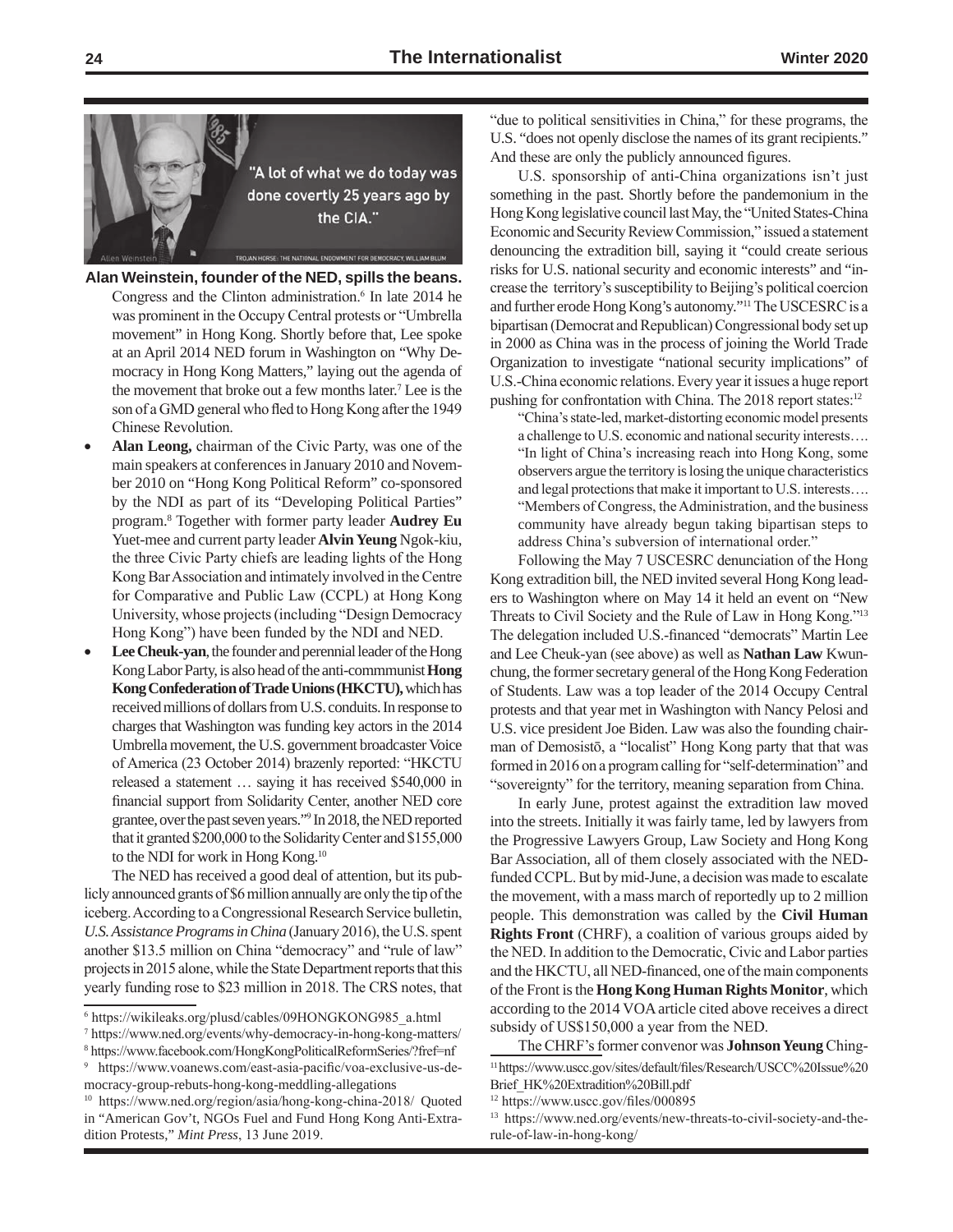**Alan Weinstein, founder of the NED, spills the beans.**

Congress and the Clinton administration.[6] In late 2014 he was prominent in the Occupy Central protests or "Umbrella movement" in Hong Kong. Shortly before that, Lee spoke at an April 2014 NED forum in Washington on "Why Democracy in Hong Kong Matters," laying out the agenda of the movement that broke out a few months later.[7] Lee is the son of a GMD general who fled to Hong Kong after the 1949 Chinese Revolution.

- **Alan Leong,** chairman of the Civic Party, was one of the main speakers at conferences in January 2010 and November 2010 on "Hong Kong Political Reform" co-sponsored by the NDI as part of its "Developing Political Parties" program.[8] Together with former party leader **Audrey Eu** Yuet-mee and current party leader **Alvin Yeung** Ngok-kiu, the three Civic Party chiefs are leading lights of the Hong Kong Bar Association and intimately involved in the Centre for Comparative and Public Law (CCPL) at Hong Kong University, whose projects (including "Design Democracy Hong Kong") have been funded by the NDI and NED.
- **Lee Cheuk-yan**, the founder and perennial leader of the Hong Kong Labor Party, is also head of the anti-commmunist **Hong Kong Confederation of Trade Unions (HKCTU),** which has received millions of dollars from U.S. conduits. In response to charges that Washington was funding key actors in the 2014 Umbrella movement, the U.S. government broadcaster Voice of America (23 October 2014) brazenly reported: "HKCTU released a statement … saying it has received $540,000 in financial support from Solidarity Center, another NED core grantee, over the past seven years."[9] In 2018, the NED reported that it granted $200,000 to the Solidarity Center and $155,000 to the NDI for work in Hong Kong.[10]

The NED has received a good deal of attention, but its publicly announced grants of $6 million annually are only the tip of the iceberg. According to a Congressional Research Service bulletin, *U.S. Assistance Programs in China* (January 2016), the U.S. spent another $13.5 million on China "democracy" and "rule of law" projects in 2015 alone, while the State Department reports that this yearly funding rose to $23 million in 2018. The CRS notes, that "due to political sensitivities in China," for these programs, the U.S. "does not openly disclose the names of its grant recipients." And these are only the publicly announced figures.

U.S. sponsorship of anti-China organizations isn't just something in the past. Shortly before the pandemonium in the Hong Kong legislative council last May, the "United States-China Economic and Security Review Commission," issued a statement denouncing the extradition bill, saying it "could create serious risks for U.S. national security and economic interests" and "increase the territory's susceptibility to Beijing's political coercion and further erode Hong Kong's autonomy."[11] The USCESRC is a bipartisan (Democrat and Republican) Congressional body set up in 2000 as China was in the process of joining the World Trade Organization to investigate "national security implications" of U.S.-China economic relations. Every year it issues a huge report pushing for confrontation with China. The 2018 report states:[12]

> "China's state-led, market-distorting economic model presents a challenge to U.S. economic and national security interests….
> "In light of China's increasing reach into Hong Kong, some observers argue the territory is losing the unique characteristics and legal protections that make it important to U.S. interests….
> "Members of Congress, the Administration, and the business community have already begun taking bipartisan steps to address China's subversion of international order."

Following the May 7 USCESRC denunciation of the Hong Kong extradition bill, the NED invited several Hong Kong leaders to Washington where on May 14 it held an event on "New Threats to Civil Society and the Rule of Law in Hong Kong."[13] The delegation included U.S.-financed "democrats" Martin Lee and Lee Cheuk-yan (see above) as well as **Nathan Law** Kwun-chung, the former secretary general of the Hong Kong Federation of Students. Law was a top leader of the 2014 Occupy Central protests and that year met in Washington with Nancy Pelosi and U.S. vice president Joe Biden. Law was also the founding chairman of Demosistō, a "localist" Hong Kong party that that was formed in 2016 on a program calling for "self-determination" and "sovereignty" for the territory, meaning separation from China.

In early June, protest against the extradition law moved into the streets. Initially it was fairly tame, led by lawyers from the Progressive Lawyers Group, Law Society and Hong Kong Bar Association, all of them closely associated with the NED-funded CCPL. But by mid-June, a decision was made to escalate the movement, with a mass march of reportedly up to 2 million people. This demonstration was called by the **Civil Human Rights Front** (CHRF), a coalition of various groups aided by the NED. In addition to the Democratic, Civic and Labor parties and the HKCTU, all NED-financed, one of the main components of the Front is the **Hong Kong Human Rights Monitor**, which according to the 2014 VOA article cited above receives a direct subsidy of US$150,000 a year from the NED.

The CHRF's former convenor was **Johnson Yeung** Ching-

---

[6] https://wikileaks.org/plusd/cables/09HONGKONG985_a.html

[7] https://www.ned.org/events/why-democracy-in-hong-kong-matters/

[8] https://www.facebook.com/HongKongPoliticalReformSeries/?fref=nf

[9] https://www.voanews.com/east-asia-pacific/voa-exclusive-us-democracy-group-rebuts-hong-kong-meddling-allegations

[10] https://www.ned.org/region/asia/hong-kong-china-2018/ Quoted in "American Gov't, NGOs Fuel and Fund Hong Kong Anti-Extradition Protests," *Mint Press*, 13 June 2019.

[11] https://www.uscc.gov/sites/default/files/Research/USCC%20Issue%20Brief_HK%20Extradition%20Bill.pdf

[12] https://www.uscc.gov/files/000895

[13] https://www.ned.org/events/new-threats-to-civil-society-and-the-rule-of-law-in-hong-kong/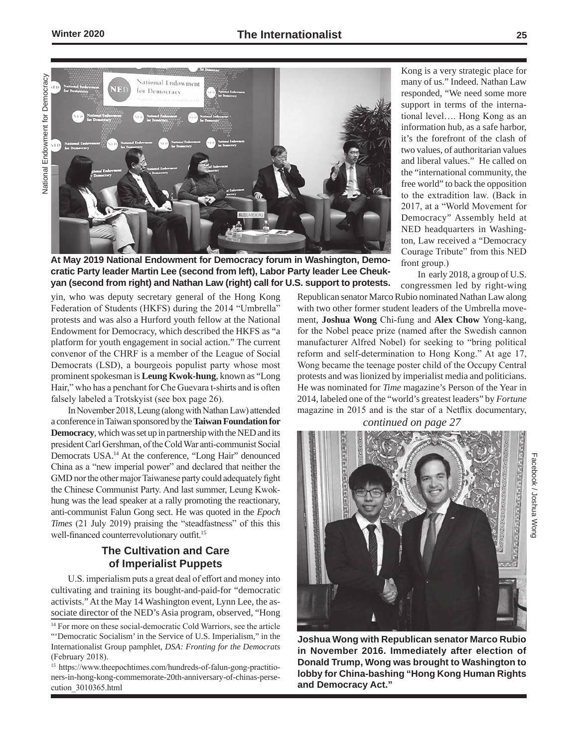National Endowment for Democracy

**At May 2019 National Endowment for Democracy forum in Washington, Democratic Party leader Martin Lee (second from left), Labor Party leader Lee Cheuk-yan (second from right) and Nathan Law (right) call for U.S. support to protests.**

yin, who was deputy secretary general of the Hong Kong Federation of Students (HKFS) during the 2014 "Umbrella" protests and was also a Hurford youth fellow at the National Endowment for Democracy, which described the HKFS as "a platform for youth engagement in social action." The current convenor of the CHRF is a member of the League of Social Democrats (LSD), a bourgeois populist party whose most prominent spokesman is **Leung Kwok-hung**, known as "Long Hair," who has a penchant for Che Guevara t-shirts and is often falsely labeled a Trotskyist (see box page 26).

In November 2018, Leung (along with Nathan Law) attended a conference in Taiwan sponsored by the **Taiwan Foundation for Democracy**, which was set up in partnership with the NED and its president Carl Gershman, of the Cold War anti-communist Social Democrats USA.[14] At the conference, "Long Hair" denounced China as a "new imperial power" and declared that neither the GMD nor the other major Taiwanese party could adequately fight the Chinese Communist Party. And last summer, Leung Kwok-hung was the lead speaker at a rally promoting the reactionary, anti-communist Falun Gong sect. He was quoted in the *Epoch Times* (21 July 2019) praising the "steadfastness" of this this well-financed counterrevolutionary outfit.[15]

## The Cultivation and Care of Imperialist Puppets

U.S. imperialism puts a great deal of effort and money into cultivating and training its bought-and-paid-for "democratic activists." At the May 14 Washington event, Lynn Lee, the associate director of the NED's Asia program, observed, "Hong Kong is a very strategic place for many of us." Indeed. Nathan Law responded, "We need some more support in terms of the international level…. Hong Kong as an information hub, as a safe harbor, it's the forefront of the clash of two values, of authoritarian values and liberal values." He called on the "international community, the free world" to back the opposition to the extradition law. (Back in 2017, at a "World Movement for Democracy" Assembly held at NED headquarters in Washington, Law received a "Democracy Courage Tribute" from this NED front group.)

In early 2018, a group of U.S. congressmen led by right-wing Republican senator Marco Rubio nominated Nathan Law along with two other former student leaders of the Umbrella movement, **Joshua Wong** Chi-fung and **Alex Chow** Yong-kang, for the Nobel peace prize (named after the Swedish cannon manufacturer Alfred Nobel) for seeking to "bring political reform and self-determination to Hong Kong." At age 17, Wong became the teenage poster child of the Occupy Central protests and was lionized by imperialist media and politicians. He was nominated for *Time* magazine's Person of the Year in 2014, labeled one of the "world's greatest leaders" by *Fortune* magazine in 2015 and is the star of a Netflix documentary,

*continued on page 27*

Facebook / Joshua Wong

**Joshua Wong with Republican senator Marco Rubio in November 2016. Immediately after election of Donald Trump, Wong was brought to Washington to lobby for China-bashing "Hong Kong Human Rights and Democracy Act."**

---

[14] For more on these social-democratic Cold Warriors, see the article "'Democratic Socialism' in the Service of U.S. Imperialism," in the Internationalist Group pamphlet, *DSA: Fronting for the Democrats* (February 2018).

[15] https://www.theepochtimes.com/hundreds-of-falun-gong-practitioners-in-hong-kong-commemorate-20th-anniversary-of-chinas-persecution_3010365.html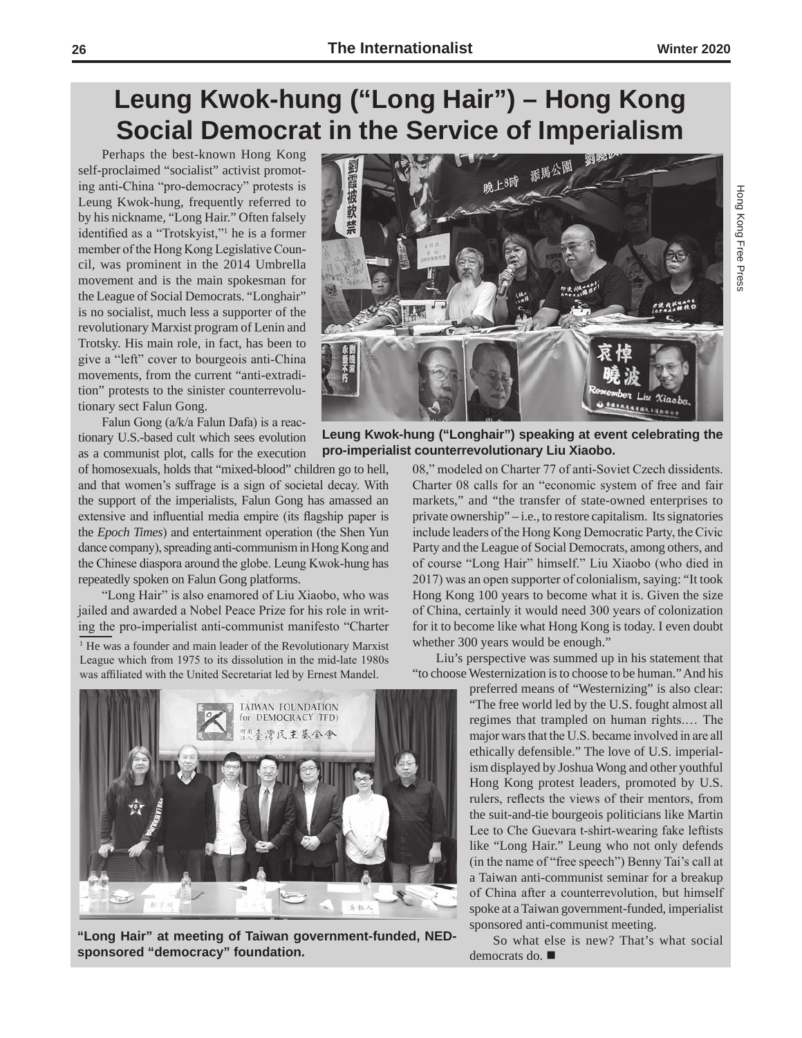# Leung Kwok-hung ("Long Hair") – Hong Kong Social Democrat in the Service of Imperialism

Perhaps the best-known Hong Kong self-proclaimed "socialist" activist promoting anti-China "pro-democracy" protests is Leung Kwok-hung, frequently referred to by his nickname, "Long Hair." Often falsely identified as a "Trotskyist,"[1] he is a former member of the Hong Kong Legislative Council, was prominent in the 2014 Umbrella movement and is the main spokesman for the League of Social Democrats. "Longhair" is no socialist, much less a supporter of the revolutionary Marxist program of Lenin and Trotsky. His main role, in fact, has been to give a "left" cover to bourgeois anti-China movements, from the current "anti-extradition" protests to the sinister counterrevolutionary sect Falun Gong.

Falun Gong (a/k/a Falun Dafa) is a reactionary U.S.-based cult which sees evolution as a communist plot, calls for the execution of homosexuals, holds that "mixed-blood" children go to hell, and that women's suffrage is a sign of societal decay. With the support of the imperialists, Falun Gong has amassed an extensive and influential media empire (its flagship paper is the *Epoch Times*) and entertainment operation (the Shen Yun dance company), spreading anti-communism in Hong Kong and the Chinese diaspora around the globe. Leung Kwok-hung has repeatedly spoken on Falun Gong platforms.

"Long Hair" is also enamored of Liu Xiaobo, who was jailed and awarded a Nobel Peace Prize for his role in writing the pro-imperialist anti-communist manifesto "Charter 08," modeled on Charter 77 of anti-Soviet Czech dissidents. Charter 08 calls for an "economic system of free and fair markets," and "the transfer of state-owned enterprises to private ownership" – i.e., to restore capitalism. Its signatories include leaders of the Hong Kong Democratic Party, the Civic Party and the League of Social Democrats, among others, and of course "Long Hair" himself." Liu Xiaobo (who died in 2017) was an open supporter of colonialism, saying: "It took Hong Kong 100 years to become what it is. Given the size of China, certainly it would need 300 years of colonization for it to become like what Hong Kong is today. I even doubt whether 300 years would be enough."

Leung Kwok-hung ("Longhair") speaking at event celebrating the pro-imperialist counterrevolutionary Liu Xiaobo.

Hong Kong Free Press

Liu's perspective was summed up in his statement that "to choose Westernization is to choose to be human." And his preferred means of "Westernizing" is also clear: "The free world led by the U.S. fought almost all regimes that trampled on human rights.… The major wars that the U.S. became involved in are all ethically defensible." The love of U.S. imperialism displayed by Joshua Wong and other youthful Hong Kong protest leaders, promoted by U.S. rulers, reflects the views of their mentors, from the suit-and-tie bourgeois politicians like Martin Lee to Che Guevara t-shirt-wearing fake leftists like "Long Hair." Leung who not only defends (in the name of "free speech") Benny Tai's call at a Taiwan anti-communist seminar for a breakup of China after a counterrevolution, but himself spoke at a Taiwan government-funded, imperialist sponsored anti-communist meeting.

So what else is new? That's what social democrats do. ■

"Long Hair" at meeting of Taiwan government-funded, NED-sponsored "democracy" foundation.

[1] He was a founder and main leader of the Revolutionary Marxist League which from 1975 to its dissolution in the mid-late 1980s was affiliated with the United Secretariat led by Ernest Mandel.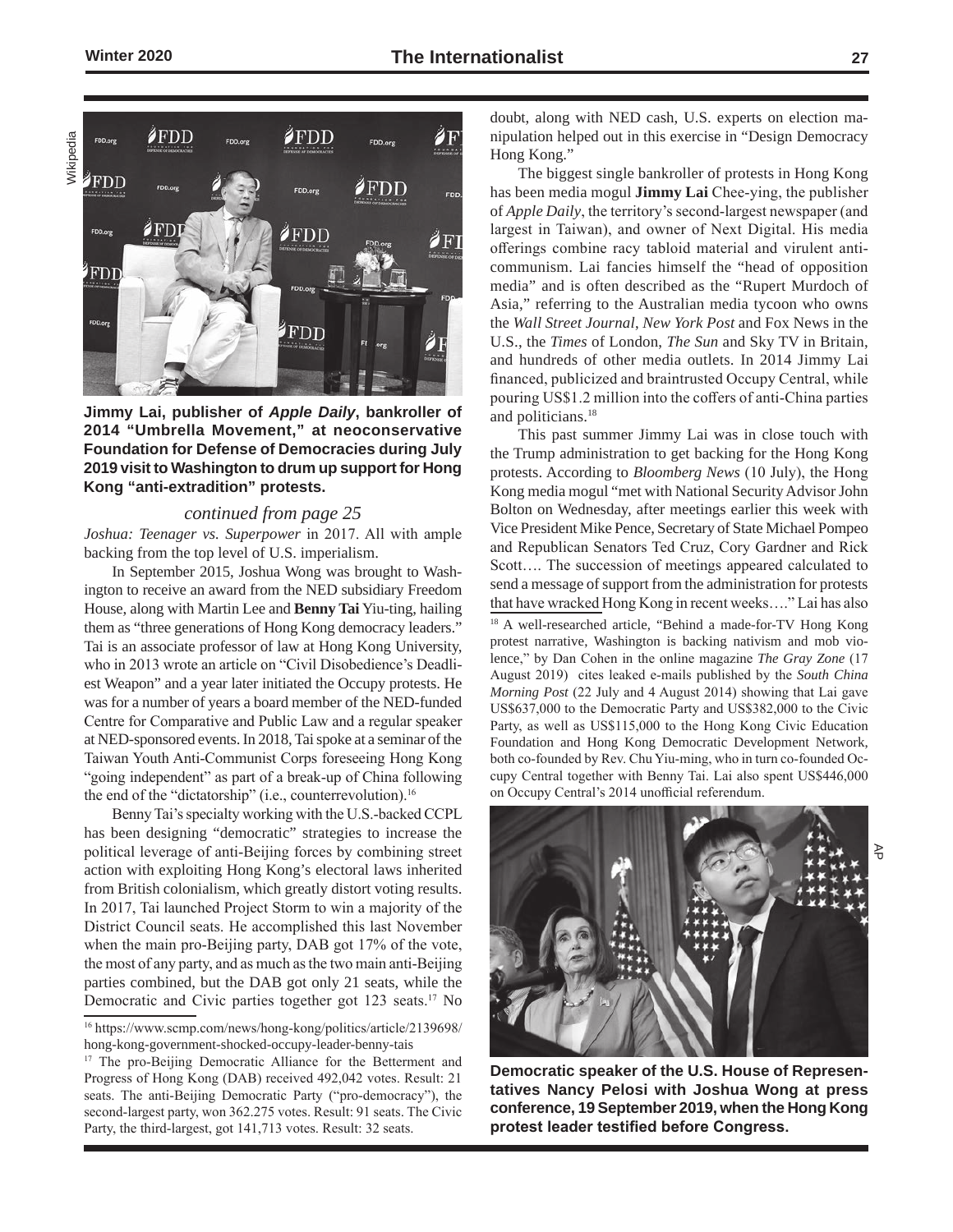**Jimmy Lai, publisher of *Apple Daily*, bankroller of 2014 "Umbrella Movement," at neoconservative Foundation for Defense of Democracies during July 2019 visit to Washington to drum up support for Hong Kong "anti-extradition" protests.**

*continued from page 25*

*Joshua: Teenager vs. Superpower* in 2017. All with ample backing from the top level of U.S. imperialism.

In September 2015, Joshua Wong was brought to Washington to receive an award from the NED subsidiary Freedom House, along with Martin Lee and **Benny Tai** Yiu-ting, hailing them as "three generations of Hong Kong democracy leaders." Tai is an associate professor of law at Hong Kong University, who in 2013 wrote an article on "Civil Disobedience's Deadliest Weapon" and a year later initiated the Occupy protests. He was for a number of years a board member of the NED-funded Centre for Comparative and Public Law and a regular speaker at NED-sponsored events. In 2018, Tai spoke at a seminar of the Taiwan Youth Anti-Communist Corps foreseeing Hong Kong "going independent" as part of a break-up of China following the end of the "dictatorship" (i.e., counterrevolution).[16]

Benny Tai's specialty working with the U.S.-backed CCPL has been designing "democratic" strategies to increase the political leverage of anti-Beijing forces by combining street action with exploiting Hong Kong's electoral laws inherited from British colonialism, which greatly distort voting results. In 2017, Tai launched Project Storm to win a majority of the District Council seats. He accomplished this last November when the main pro-Beijing party, DAB got 17% of the vote, the most of any party, and as much as the two main anti-Beijing parties combined, but the DAB got only 21 seats, while the Democratic and Civic parties together got 123 seats.[17] No doubt, along with NED cash, U.S. experts on election manipulation helped out in this exercise in "Design Democracy Hong Kong."

The biggest single bankroller of protests in Hong Kong has been media mogul **Jimmy Lai** Chee-ying, the publisher of *Apple Daily*, the territory's second-largest newspaper (and largest in Taiwan), and owner of Next Digital. His media offerings combine racy tabloid material and virulent anti-communism. Lai fancies himself the "head of opposition media" and is often described as the "Rupert Murdoch of Asia," referring to the Australian media tycoon who owns the *Wall Street Journal*, *New York Post* and Fox News in the U.S., the *Times* of London, *The Sun* and Sky TV in Britain, and hundreds of other media outlets. In 2014 Jimmy Lai financed, publicized and braintrusted Occupy Central, while pouring US$1.2 million into the coffers of anti-China parties and politicians.[18]

This past summer Jimmy Lai was in close touch with the Trump administration to get backing for the Hong Kong protests. According to *Bloomberg News* (10 July), the Hong Kong media mogul "met with National Security Advisor John Bolton on Wednesday, after meetings earlier this week with Vice President Mike Pence, Secretary of State Michael Pompeo and Republican Senators Ted Cruz, Cory Gardner and Rick Scott…. The succession of meetings appeared calculated to send a message of support from the administration for protests that have wracked Hong Kong in recent weeks…." Lai has also

**Democratic speaker of the U.S. House of Representatives Nancy Pelosi with Joshua Wong at press conference, 19 September 2019, when the Hong Kong protest leader testified before Congress.**

---

[16] https://www.scmp.com/news/hong-kong/politics/article/2139698/hong-kong-government-shocked-occupy-leader-benny-tais

[17] The pro-Beijing Democratic Alliance for the Betterment and Progress of Hong Kong (DAB) received 492,042 votes. Result: 21 seats. The anti-Beijing Democratic Party ("pro-democracy"), the second-largest party, won 362.275 votes. Result: 91 seats. The Civic Party, the third-largest, got 141,713 votes. Result: 32 seats.

[18] A well-researched article, "Behind a made-for-TV Hong Kong protest narrative, Washington is backing nativism and mob violence," by Dan Cohen in the online magazine *The Gray Zone* (17 August 2019) cites leaked e-mails published by the *South China Morning Post* (22 July and 4 August 2014) showing that Lai gave US$637,000 to the Democratic Party and US$382,000 to the Civic Party, as well as US$115,000 to the Hong Kong Civic Education Foundation and Hong Kong Democratic Development Network, both co-founded by Rev. Chu Yiu-ming, who in turn co-founded Occupy Central together with Benny Tai. Lai also spent US$446,000 on Occupy Central's 2014 unofficial referendum.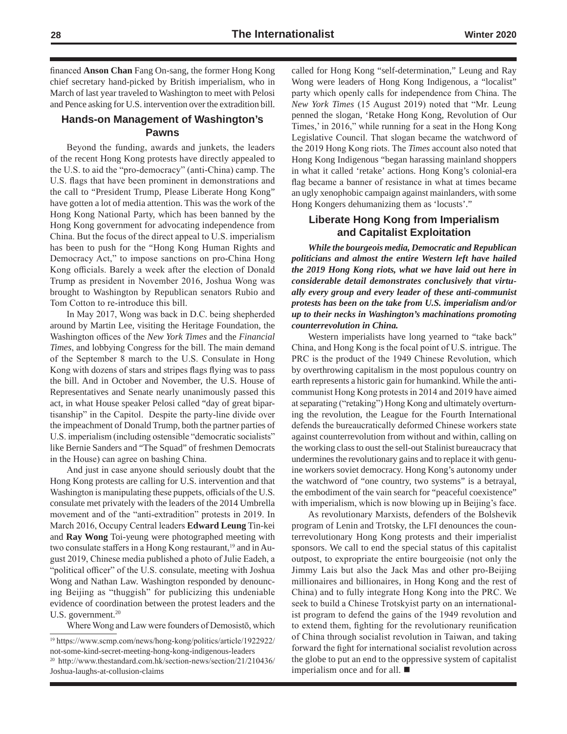financed **Anson Chan** Fang On-sang, the former Hong Kong chief secretary hand-picked by British imperialism, who in March of last year traveled to Washington to meet with Pelosi and Pence asking for U.S. intervention over the extradition bill.

## Hands-on Management of Washington's Pawns

Beyond the funding, awards and junkets, the leaders of the recent Hong Kong protests have directly appealed to the U.S. to aid the "pro-democracy" (anti-China) camp. The U.S. flags that have been prominent in demonstrations and the call to "President Trump, Please Liberate Hong Kong" have gotten a lot of media attention. This was the work of the Hong Kong National Party, which has been banned by the Hong Kong government for advocating independence from China. But the focus of the direct appeal to U.S. imperialism has been to push for the "Hong Kong Human Rights and Democracy Act," to impose sanctions on pro-China Hong Kong officials. Barely a week after the election of Donald Trump as president in November 2016, Joshua Wong was brought to Washington by Republican senators Rubio and Tom Cotton to re-introduce this bill.

In May 2017, Wong was back in D.C. being shepherded around by Martin Lee, visiting the Heritage Foundation, the Washington offices of the *New York Times* and the *Financial Times*, and lobbying Congress for the bill. The main demand of the September 8 march to the U.S. Consulate in Hong Kong with dozens of stars and stripes flags flying was to pass the bill. And in October and November, the U.S. House of Representatives and Senate nearly unanimously passed this act, in what House speaker Pelosi called "day of great bipartisanship" in the Capitol. Despite the party-line divide over the impeachment of Donald Trump, both the partner parties of U.S. imperialism (including ostensible "democratic socialists" like Bernie Sanders and "The Squad" of freshmen Democrats in the House) can agree on bashing China.

And just in case anyone should seriously doubt that the Hong Kong protests are calling for U.S. intervention and that Washington is manipulating these puppets, officials of the U.S. consulate met privately with the leaders of the 2014 Umbrella movement and of the "anti-extradition" protests in 2019. In March 2016, Occupy Central leaders **Edward Leung** Tin-kei and **Ray Wong** Toi-yeung were photographed meeting with two consulate staffers in a Hong Kong restaurant,[19] and in August 2019, Chinese media published a photo of Julie Eadeh, a "political officer" of the U.S. consulate, meeting with Joshua Wong and Nathan Law. Washington responded by denouncing Beijing as "thuggish" for publicizing this undeniable evidence of coordination between the protest leaders and the U.S. government.[20]

Where Wong and Law were founders of Demosistō, which called for Hong Kong "self-determination," Leung and Ray Wong were leaders of Hong Kong Indigenous, a "localist" party which openly calls for independence from China. The *New York Times* (15 August 2019) noted that "Mr. Leung penned the slogan, 'Retake Hong Kong, Revolution of Our Times,' in 2016," while running for a seat in the Hong Kong Legislative Council. That slogan became the watchword of the 2019 Hong Kong riots. The *Times* account also noted that Hong Kong Indigenous "began harassing mainland shoppers in what it called 'retake' actions. Hong Kong's colonial-era flag became a banner of resistance in what at times became an ugly xenophobic campaign against mainlanders, with some Hong Kongers dehumanizing them as 'locusts'."

## Liberate Hong Kong from Imperialism and Capitalist Exploitation

***While the bourgeois media, Democratic and Republican politicians and almost the entire Western left have hailed the 2019 Hong Kong riots, what we have laid out here in considerable detail demonstrates conclusively that virtually every group and every leader of these anti-communist protests has been on the take from U.S. imperialism and/or up to their necks in Washington's machinations promoting counterrevolution in China.***

Western imperialists have long yearned to "take back" China, and Hong Kong is the focal point of U.S. intrigue. The PRC is the product of the 1949 Chinese Revolution, which by overthrowing capitalism in the most populous country on earth represents a historic gain for humankind. While the anti-communist Hong Kong protests in 2014 and 2019 have aimed at separating ("retaking") Hong Kong and ultimately overturning the revolution, the League for the Fourth International defends the bureaucratically deformed Chinese workers state against counterrevolution from without and within, calling on the working class to oust the sell-out Stalinist bureaucracy that undermines the revolutionary gains and to replace it with genuine workers soviet democracy. Hong Kong's autonomy under the watchword of "one country, two systems" is a betrayal, the embodiment of the vain search for "peaceful coexistence" with imperialism, which is now blowing up in Beijing's face.

As revolutionary Marxists, defenders of the Bolshevik program of Lenin and Trotsky, the LFI denounces the counterrevolutionary Hong Kong protests and their imperialist sponsors. We call to end the special status of this capitalist outpost, to expropriate the entire bourgeoisie (not only the Jimmy Lais but also the Jack Mas and other pro-Beijing millionaires and billionaires, in Hong Kong and the rest of China) and to fully integrate Hong Kong into the PRC. We seek to build a Chinese Trotskyist party on an internationalist program to defend the gains of the 1949 revolution and to extend them, fighting for the revolutionary reunification of China through socialist revolution in Taiwan, and taking forward the fight for international socialist revolution across the globe to put an end to the oppressive system of capitalist imperialism once and for all. ■

---

[19] https://www.scmp.com/news/hong-kong/politics/article/1922922/not-some-kind-secret-meeting-hong-kong-indigenous-leaders

[20] http://www.thestandard.com.hk/section-news/section/21/210436/Joshua-laughs-at-collusion-claims